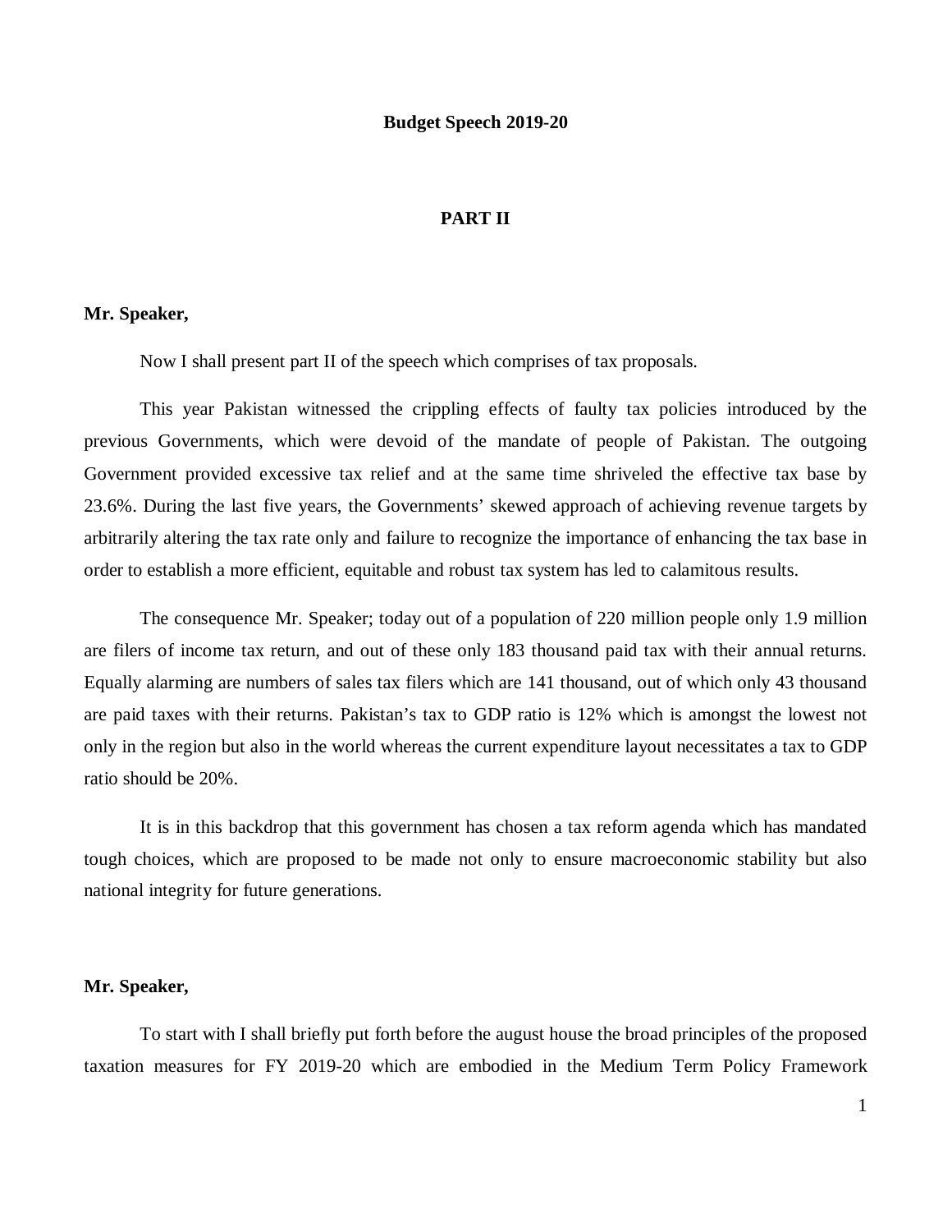# Budget Speech 2019-20

## PART II

**Mr. Speaker,**

Now I shall present part II of the speech which comprises of tax proposals.

This year Pakistan witnessed the crippling effects of faulty tax policies introduced by the previous Governments, which were devoid of the mandate of people of Pakistan. The outgoing Government provided excessive tax relief and at the same time shriveled the effective tax base by 23.6%. During the last five years, the Governments' skewed approach of achieving revenue targets by arbitrarily altering the tax rate only and failure to recognize the importance of enhancing the tax base in order to establish a more efficient, equitable and robust tax system has led to calamitous results.

The consequence Mr. Speaker; today out of a population of 220 million people only 1.9 million are filers of income tax return, and out of these only 183 thousand paid tax with their annual returns. Equally alarming are numbers of sales tax filers which are 141 thousand, out of which only 43 thousand are paid taxes with their returns. Pakistan's tax to GDP ratio is 12% which is amongst the lowest not only in the region but also in the world whereas the current expenditure layout necessitates a tax to GDP ratio should be 20%.

It is in this backdrop that this government has chosen a tax reform agenda which has mandated tough choices, which are proposed to be made not only to ensure macroeconomic stability but also national integrity for future generations.

**Mr. Speaker,**

To start with I shall briefly put forth before the august house the broad principles of the proposed taxation measures for FY 2019-20 which are embodied in the Medium Term Policy Framework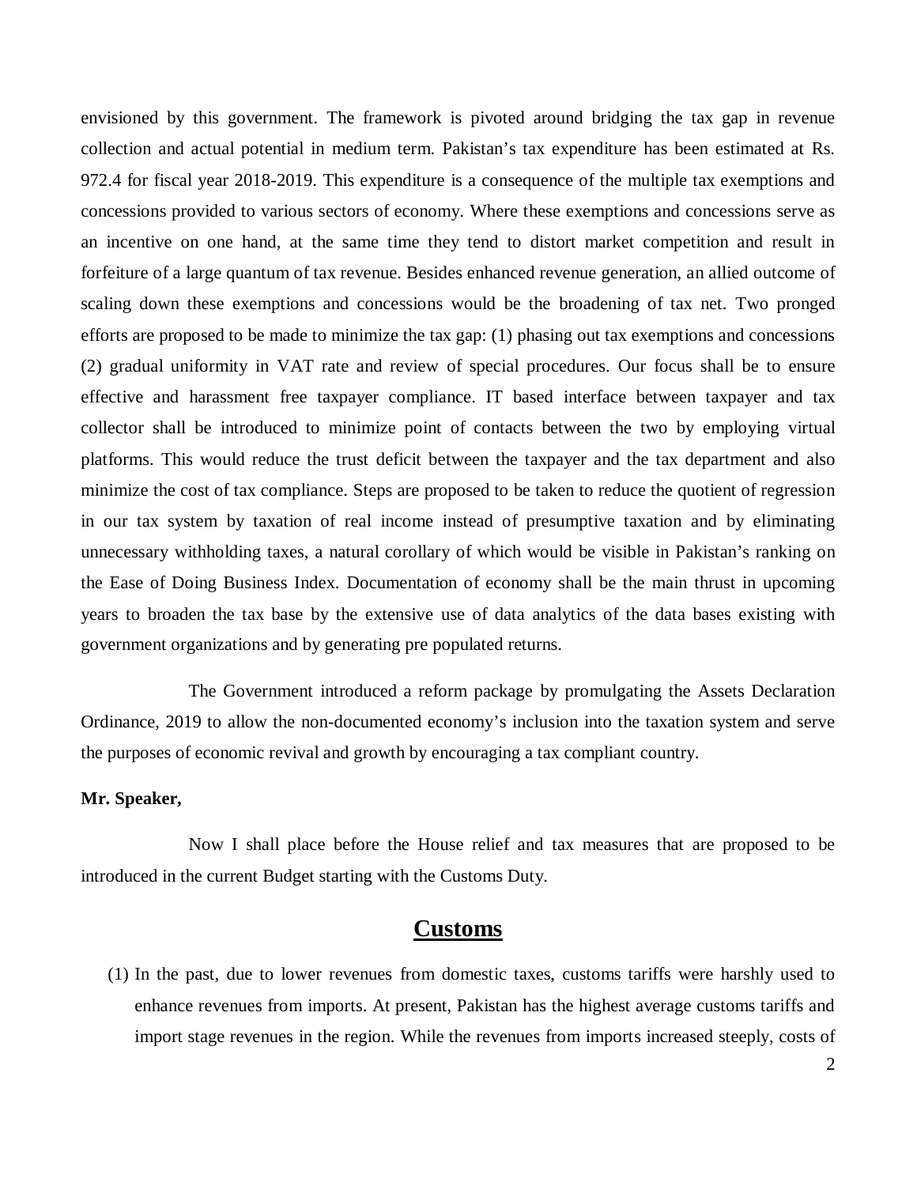envisioned by this government. The framework is pivoted around bridging the tax gap in revenue collection and actual potential in medium term. Pakistan's tax expenditure has been estimated at Rs. 972.4 for fiscal year 2018-2019. This expenditure is a consequence of the multiple tax exemptions and concessions provided to various sectors of economy. Where these exemptions and concessions serve as an incentive on one hand, at the same time they tend to distort market competition and result in forfeiture of a large quantum of tax revenue. Besides enhanced revenue generation, an allied outcome of scaling down these exemptions and concessions would be the broadening of tax net. Two pronged efforts are proposed to be made to minimize the tax gap: (1) phasing out tax exemptions and concessions (2) gradual uniformity in VAT rate and review of special procedures. Our focus shall be to ensure effective and harassment free taxpayer compliance. IT based interface between taxpayer and tax collector shall be introduced to minimize point of contacts between the two by employing virtual platforms. This would reduce the trust deficit between the taxpayer and the tax department and also minimize the cost of tax compliance. Steps are proposed to be taken to reduce the quotient of regression in our tax system by taxation of real income instead of presumptive taxation and by eliminating unnecessary withholding taxes, a natural corollary of which would be visible in Pakistan's ranking on the Ease of Doing Business Index. Documentation of economy shall be the main thrust in upcoming years to broaden the tax base by the extensive use of data analytics of the data bases existing with government organizations and by generating pre populated returns.

The Government introduced a reform package by promulgating the Assets Declaration Ordinance, 2019 to allow the non-documented economy's inclusion into the taxation system and serve the purposes of economic revival and growth by encouraging a tax compliant country.

**Mr. Speaker,**

Now I shall place before the House relief and tax measures that are proposed to be introduced in the current Budget starting with the Customs Duty.

## Customs

(1) In the past, due to lower revenues from domestic taxes, customs tariffs were harshly used to enhance revenues from imports. At present, Pakistan has the highest average customs tariffs and import stage revenues in the region. While the revenues from imports increased steeply, costs of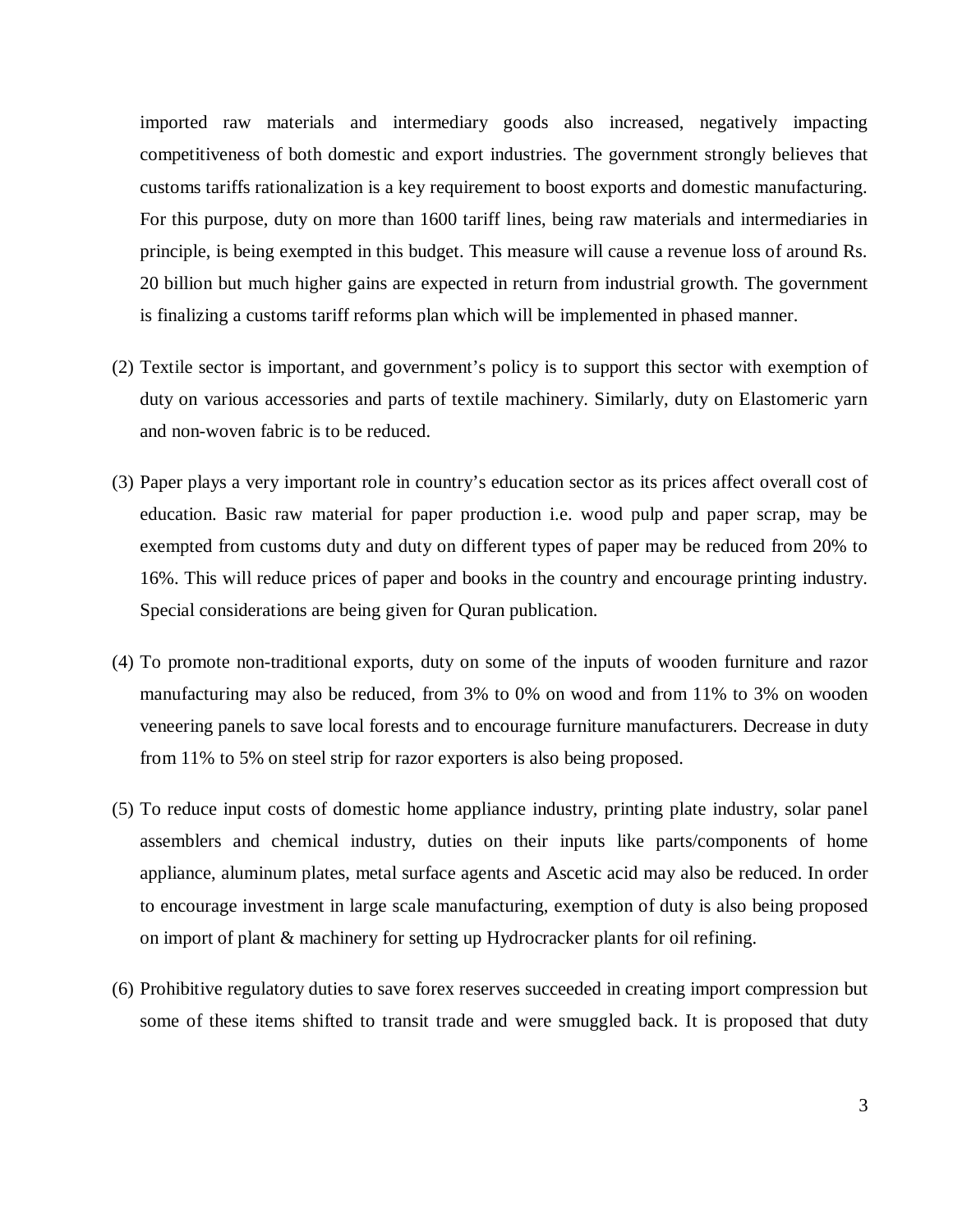imported raw materials and intermediary goods also increased, negatively impacting competitiveness of both domestic and export industries. The government strongly believes that customs tariffs rationalization is a key requirement to boost exports and domestic manufacturing. For this purpose, duty on more than 1600 tariff lines, being raw materials and intermediaries in principle, is being exempted in this budget. This measure will cause a revenue loss of around Rs. 20 billion but much higher gains are expected in return from industrial growth. The government is finalizing a customs tariff reforms plan which will be implemented in phased manner.

(2) Textile sector is important, and government's policy is to support this sector with exemption of duty on various accessories and parts of textile machinery. Similarly, duty on Elastomeric yarn and non-woven fabric is to be reduced.

(3) Paper plays a very important role in country's education sector as its prices affect overall cost of education. Basic raw material for paper production i.e. wood pulp and paper scrap, may be exempted from customs duty and duty on different types of paper may be reduced from 20% to 16%. This will reduce prices of paper and books in the country and encourage printing industry. Special considerations are being given for Quran publication.

(4) To promote non-traditional exports, duty on some of the inputs of wooden furniture and razor manufacturing may also be reduced, from 3% to 0% on wood and from 11% to 3% on wooden veneering panels to save local forests and to encourage furniture manufacturers. Decrease in duty from 11% to 5% on steel strip for razor exporters is also being proposed.

(5) To reduce input costs of domestic home appliance industry, printing plate industry, solar panel assemblers and chemical industry, duties on their inputs like parts/components of home appliance, aluminum plates, metal surface agents and Ascetic acid may also be reduced. In order to encourage investment in large scale manufacturing, exemption of duty is also being proposed on import of plant & machinery for setting up Hydrocracker plants for oil refining.

(6) Prohibitive regulatory duties to save forex reserves succeeded in creating import compression but some of these items shifted to transit trade and were smuggled back. It is proposed that duty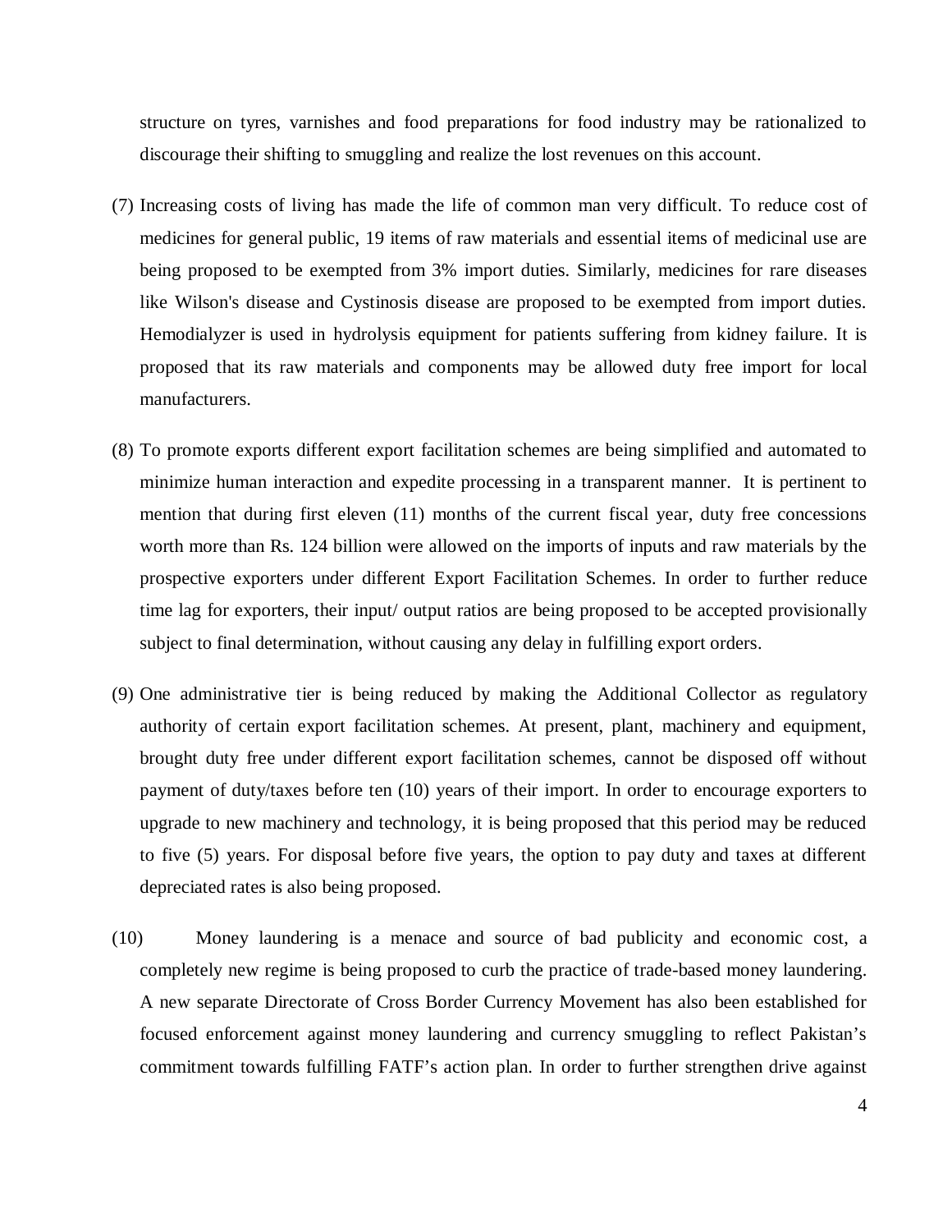structure on tyres, varnishes and food preparations for food industry may be rationalized to discourage their shifting to smuggling and realize the lost revenues on this account.

(7) Increasing costs of living has made the life of common man very difficult. To reduce cost of medicines for general public, 19 items of raw materials and essential items of medicinal use are being proposed to be exempted from 3% import duties. Similarly, medicines for rare diseases like Wilson's disease and Cystinosis disease are proposed to be exempted from import duties. Hemodialyzer is used in hydrolysis equipment for patients suffering from kidney failure. It is proposed that its raw materials and components may be allowed duty free import for local manufacturers.

(8) To promote exports different export facilitation schemes are being simplified and automated to minimize human interaction and expedite processing in a transparent manner. It is pertinent to mention that during first eleven (11) months of the current fiscal year, duty free concessions worth more than Rs. 124 billion were allowed on the imports of inputs and raw materials by the prospective exporters under different Export Facilitation Schemes. In order to further reduce time lag for exporters, their input/ output ratios are being proposed to be accepted provisionally subject to final determination, without causing any delay in fulfilling export orders.

(9) One administrative tier is being reduced by making the Additional Collector as regulatory authority of certain export facilitation schemes. At present, plant, machinery and equipment, brought duty free under different export facilitation schemes, cannot be disposed off without payment of duty/taxes before ten (10) years of their import. In order to encourage exporters to upgrade to new machinery and technology, it is being proposed that this period may be reduced to five (5) years. For disposal before five years, the option to pay duty and taxes at different depreciated rates is also being proposed.

(10) Money laundering is a menace and source of bad publicity and economic cost, a completely new regime is being proposed to curb the practice of trade-based money laundering. A new separate Directorate of Cross Border Currency Movement has also been established for focused enforcement against money laundering and currency smuggling to reflect Pakistan's commitment towards fulfilling FATF's action plan. In order to further strengthen drive against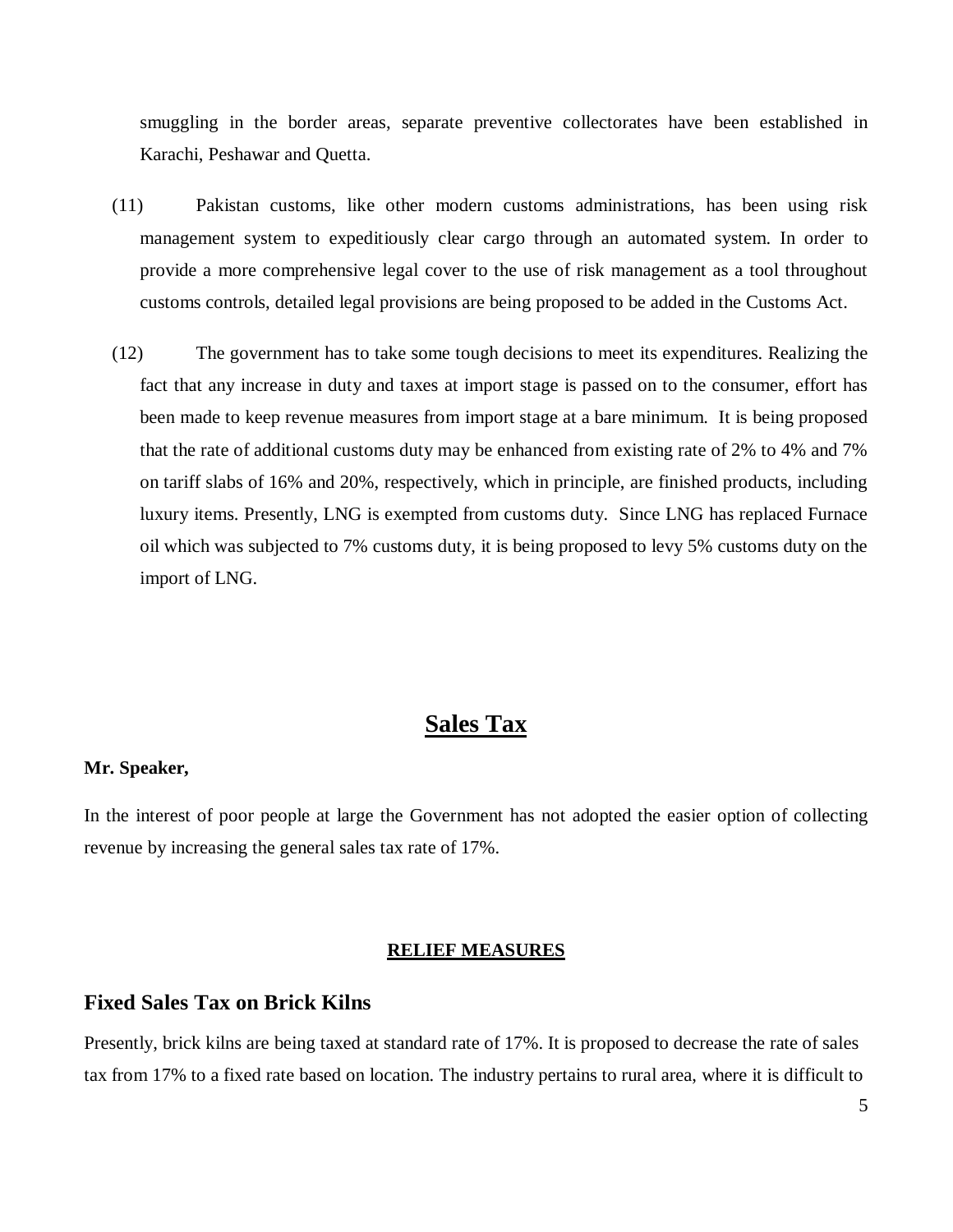smuggling in the border areas, separate preventive collectorates have been established in Karachi, Peshawar and Quetta.

(11) Pakistan customs, like other modern customs administrations, has been using risk management system to expeditiously clear cargo through an automated system. In order to provide a more comprehensive legal cover to the use of risk management as a tool throughout customs controls, detailed legal provisions are being proposed to be added in the Customs Act.

(12) The government has to take some tough decisions to meet its expenditures. Realizing the fact that any increase in duty and taxes at import stage is passed on to the consumer, effort has been made to keep revenue measures from import stage at a bare minimum. It is being proposed that the rate of additional customs duty may be enhanced from existing rate of 2% to 4% and 7% on tariff slabs of 16% and 20%, respectively, which in principle, are finished products, including luxury items. Presently, LNG is exempted from customs duty. Since LNG has replaced Furnace oil which was subjected to 7% customs duty, it is being proposed to levy 5% customs duty on the import of LNG.

## Sales Tax

**Mr. Speaker,**

In the interest of poor people at large the Government has not adopted the easier option of collecting revenue by increasing the general sales tax rate of 17%.

**RELIEF MEASURES**

### Fixed Sales Tax on Brick Kilns

Presently, brick kilns are being taxed at standard rate of 17%. It is proposed to decrease the rate of sales tax from 17% to a fixed rate based on location. The industry pertains to rural area, where it is difficult to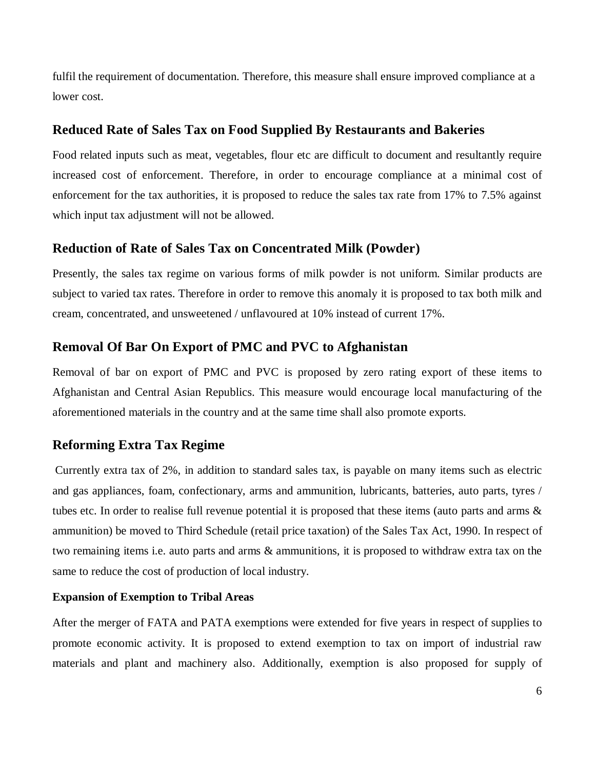fulfil the requirement of documentation. Therefore, this measure shall ensure improved compliance at a lower cost.

## Reduced Rate of Sales Tax on Food Supplied By Restaurants and Bakeries

Food related inputs such as meat, vegetables, flour etc are difficult to document and resultantly require increased cost of enforcement. Therefore, in order to encourage compliance at a minimal cost of enforcement for the tax authorities, it is proposed to reduce the sales tax rate from 17% to 7.5% against which input tax adjustment will not be allowed.

## Reduction of Rate of Sales Tax on Concentrated Milk (Powder)

Presently, the sales tax regime on various forms of milk powder is not uniform. Similar products are subject to varied tax rates. Therefore in order to remove this anomaly it is proposed to tax both milk and cream, concentrated, and unsweetened / unflavoured at 10% instead of current 17%.

## Removal Of Bar On Export of PMC and PVC to Afghanistan

Removal of bar on export of PMC and PVC is proposed by zero rating export of these items to Afghanistan and Central Asian Republics. This measure would encourage local manufacturing of the aforementioned materials in the country and at the same time shall also promote exports.

## Reforming Extra Tax Regime

Currently extra tax of 2%, in addition to standard sales tax, is payable on many items such as electric and gas appliances, foam, confectionary, arms and ammunition, lubricants, batteries, auto parts, tyres / tubes etc. In order to realise full revenue potential it is proposed that these items (auto parts and arms & ammunition) be moved to Third Schedule (retail price taxation) of the Sales Tax Act, 1990. In respect of two remaining items i.e. auto parts and arms & ammunitions, it is proposed to withdraw extra tax on the same to reduce the cost of production of local industry.

#### Expansion of Exemption to Tribal Areas

After the merger of FATA and PATA exemptions were extended for five years in respect of supplies to promote economic activity. It is proposed to extend exemption to tax on import of industrial raw materials and plant and machinery also. Additionally, exemption is also proposed for supply of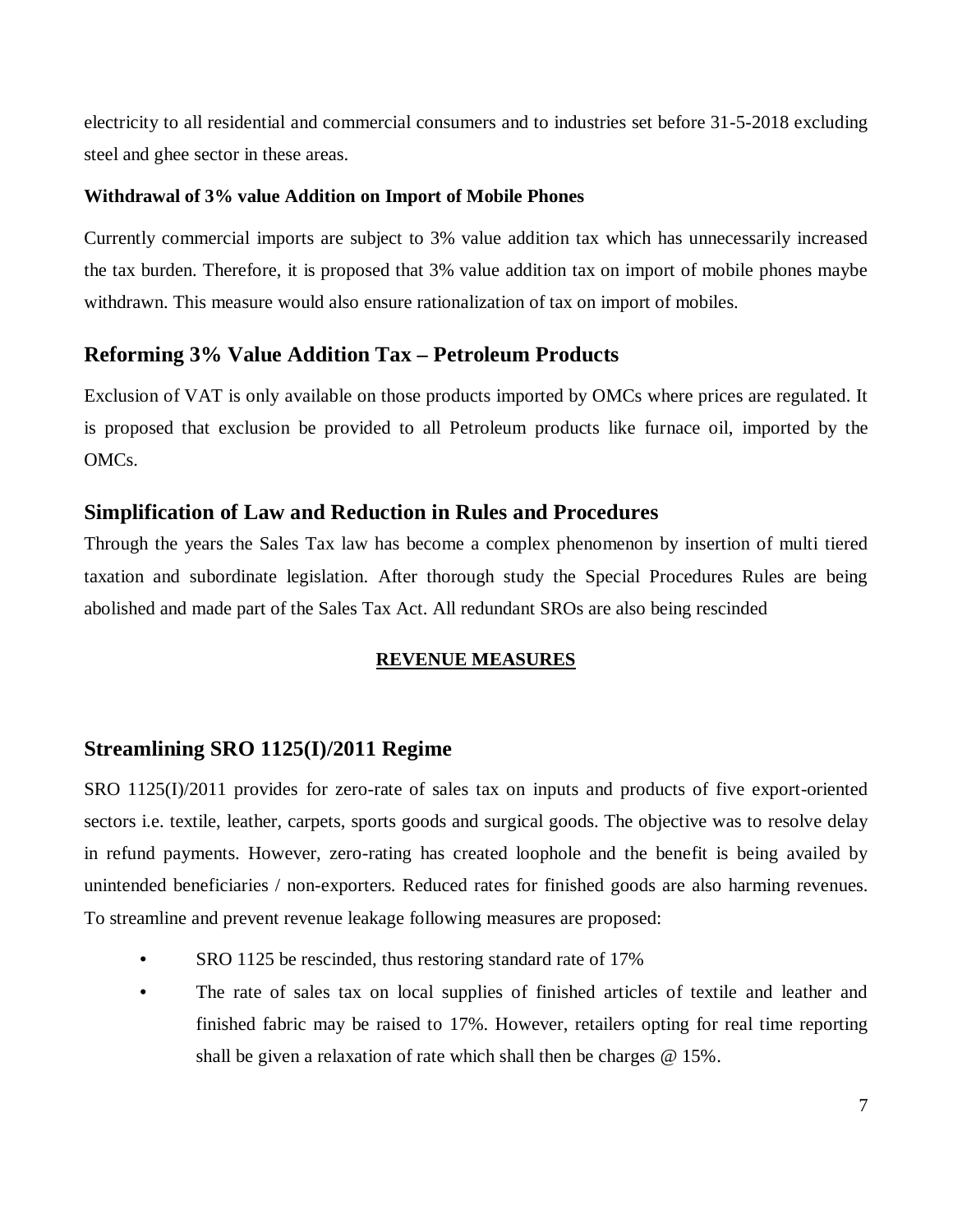electricity to all residential and commercial consumers and to industries set before 31-5-2018 excluding steel and ghee sector in these areas.

**Withdrawal of 3% value Addition on Import of Mobile Phones**

Currently commercial imports are subject to 3% value addition tax which has unnecessarily increased the tax burden. Therefore, it is proposed that 3% value addition tax on import of mobile phones maybe withdrawn. This measure would also ensure rationalization of tax on import of mobiles.

## Reforming 3% Value Addition Tax – Petroleum Products

Exclusion of VAT is only available on those products imported by OMCs where prices are regulated. It is proposed that exclusion be provided to all Petroleum products like furnace oil, imported by the OMCs.

## Simplification of Law and Reduction in Rules and Procedures

Through the years the Sales Tax law has become a complex phenomenon by insertion of multi tiered taxation and subordinate legislation. After thorough study the Special Procedures Rules are being abolished and made part of the Sales Tax Act. All redundant SROs are also being rescinded

**REVENUE MEASURES**

## Streamlining SRO 1125(I)/2011 Regime

SRO 1125(I)/2011 provides for zero-rate of sales tax on inputs and products of five export-oriented sectors i.e. textile, leather, carpets, sports goods and surgical goods. The objective was to resolve delay in refund payments. However, zero-rating has created loophole and the benefit is being availed by unintended beneficiaries / non-exporters. Reduced rates for finished goods are also harming revenues. To streamline and prevent revenue leakage following measures are proposed:

- SRO 1125 be rescinded, thus restoring standard rate of 17%
- The rate of sales tax on local supplies of finished articles of textile and leather and finished fabric may be raised to 17%. However, retailers opting for real time reporting shall be given a relaxation of rate which shall then be charges @ 15%.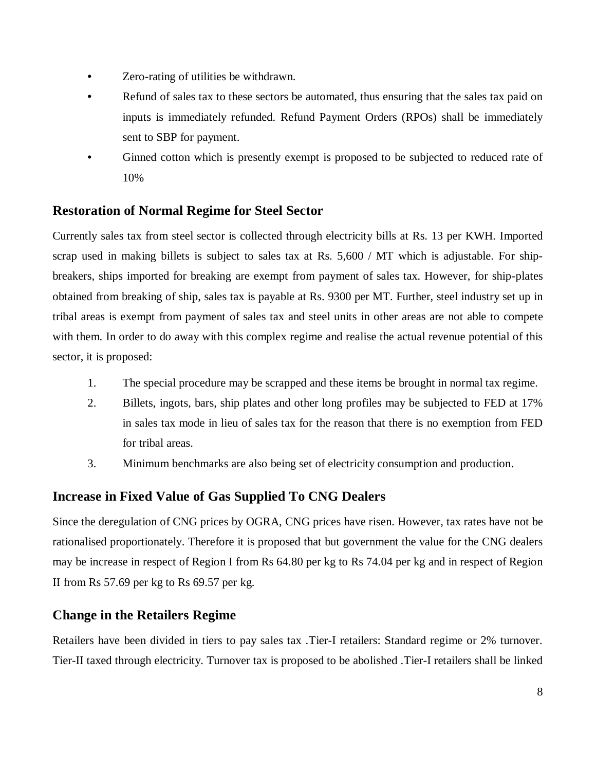- Zero-rating of utilities be withdrawn.
- Refund of sales tax to these sectors be automated, thus ensuring that the sales tax paid on inputs is immediately refunded. Refund Payment Orders (RPOs) shall be immediately sent to SBP for payment.
- Ginned cotton which is presently exempt is proposed to be subjected to reduced rate of 10%

## Restoration of Normal Regime for Steel Sector

Currently sales tax from steel sector is collected through electricity bills at Rs. 13 per KWH. Imported scrap used in making billets is subject to sales tax at Rs. 5,600 / MT which is adjustable. For ship-breakers, ships imported for breaking are exempt from payment of sales tax. However, for ship-plates obtained from breaking of ship, sales tax is payable at Rs. 9300 per MT. Further, steel industry set up in tribal areas is exempt from payment of sales tax and steel units in other areas are not able to compete with them. In order to do away with this complex regime and realise the actual revenue potential of this sector, it is proposed:

1. The special procedure may be scrapped and these items be brought in normal tax regime.
2. Billets, ingots, bars, ship plates and other long profiles may be subjected to FED at 17% in sales tax mode in lieu of sales tax for the reason that there is no exemption from FED for tribal areas.
3. Minimum benchmarks are also being set of electricity consumption and production.

## Increase in Fixed Value of Gas Supplied To CNG Dealers

Since the deregulation of CNG prices by OGRA, CNG prices have risen. However, tax rates have not be rationalised proportionately. Therefore it is proposed that but government the value for the CNG dealers may be increase in respect of Region I from Rs 64.80 per kg to Rs 74.04 per kg and in respect of Region II from Rs 57.69 per kg to Rs 69.57 per kg.

## Change in the Retailers Regime

Retailers have been divided in tiers to pay sales tax .Tier-I retailers: Standard regime or 2% turnover. Tier-II taxed through electricity. Turnover tax is proposed to be abolished .Tier-I retailers shall be linked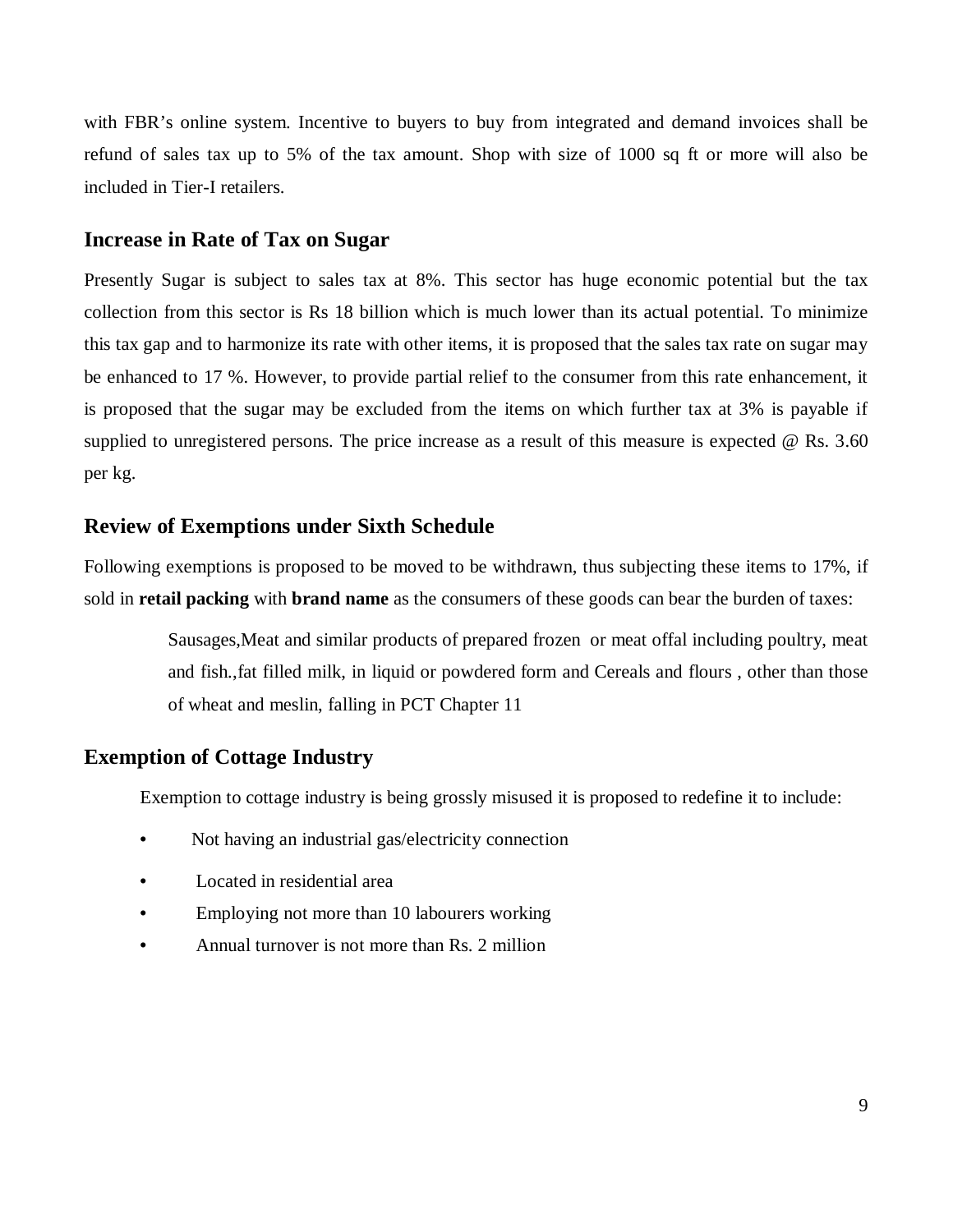with FBR's online system. Incentive to buyers to buy from integrated and demand invoices shall be refund of sales tax up to 5% of the tax amount. Shop with size of 1000 sq ft or more will also be included in Tier-I retailers.

## Increase in Rate of Tax on Sugar

Presently Sugar is subject to sales tax at 8%. This sector has huge economic potential but the tax collection from this sector is Rs 18 billion which is much lower than its actual potential. To minimize this tax gap and to harmonize its rate with other items, it is proposed that the sales tax rate on sugar may be enhanced to 17 %. However, to provide partial relief to the consumer from this rate enhancement, it is proposed that the sugar may be excluded from the items on which further tax at 3% is payable if supplied to unregistered persons. The price increase as a result of this measure is expected @ Rs. 3.60 per kg.

## Review of Exemptions under Sixth Schedule

Following exemptions is proposed to be moved to be withdrawn, thus subjecting these items to 17%, if sold in **retail packing** with **brand name** as the consumers of these goods can bear the burden of taxes:

> Sausages,Meat and similar products of prepared frozen or meat offal including poultry, meat and fish.,fat filled milk, in liquid or powdered form and Cereals and flours , other than those of wheat and meslin, falling in PCT Chapter 11

## Exemption of Cottage Industry

Exemption to cottage industry is being grossly misused it is proposed to redefine it to include:

- Not having an industrial gas/electricity connection
- Located in residential area
- Employing not more than 10 labourers working
- Annual turnover is not more than Rs. 2 million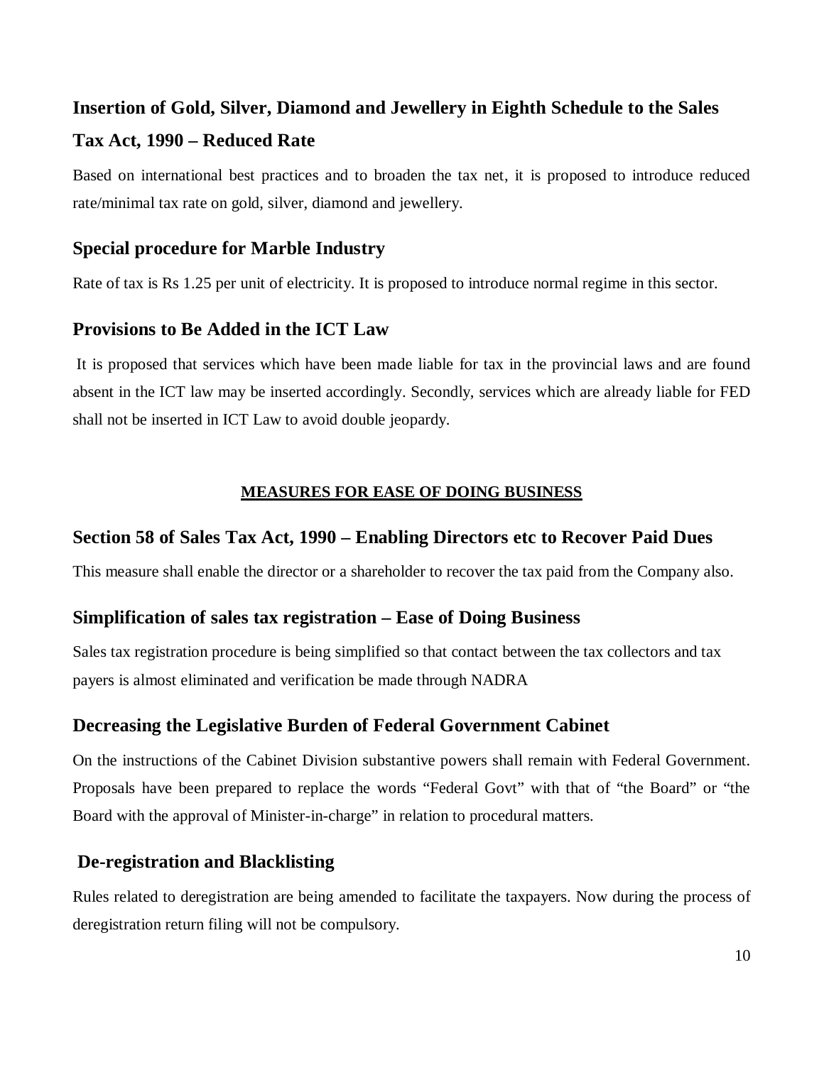## Insertion of Gold, Silver, Diamond and Jewellery in Eighth Schedule to the Sales Tax Act, 1990 – Reduced Rate

Based on international best practices and to broaden the tax net, it is proposed to introduce reduced rate/minimal tax rate on gold, silver, diamond and jewellery.

## Special procedure for Marble Industry

Rate of tax is Rs 1.25 per unit of electricity. It is proposed to introduce normal regime in this sector.

## Provisions to Be Added in the ICT Law

It is proposed that services which have been made liable for tax in the provincial laws and are found absent in the ICT law may be inserted accordingly. Secondly, services which are already liable for FED shall not be inserted in ICT Law to avoid double jeopardy.

**MEASURES FOR EASE OF DOING BUSINESS**

## Section 58 of Sales Tax Act, 1990 – Enabling Directors etc to Recover Paid Dues

This measure shall enable the director or a shareholder to recover the tax paid from the Company also.

## Simplification of sales tax registration – Ease of Doing Business

Sales tax registration procedure is being simplified so that contact between the tax collectors and tax payers is almost eliminated and verification be made through NADRA

## Decreasing the Legislative Burden of Federal Government Cabinet

On the instructions of the Cabinet Division substantive powers shall remain with Federal Government. Proposals have been prepared to replace the words "Federal Govt" with that of "the Board" or "the Board with the approval of Minister-in-charge" in relation to procedural matters.

## De-registration and Blacklisting

Rules related to deregistration are being amended to facilitate the taxpayers. Now during the process of deregistration return filing will not be compulsory.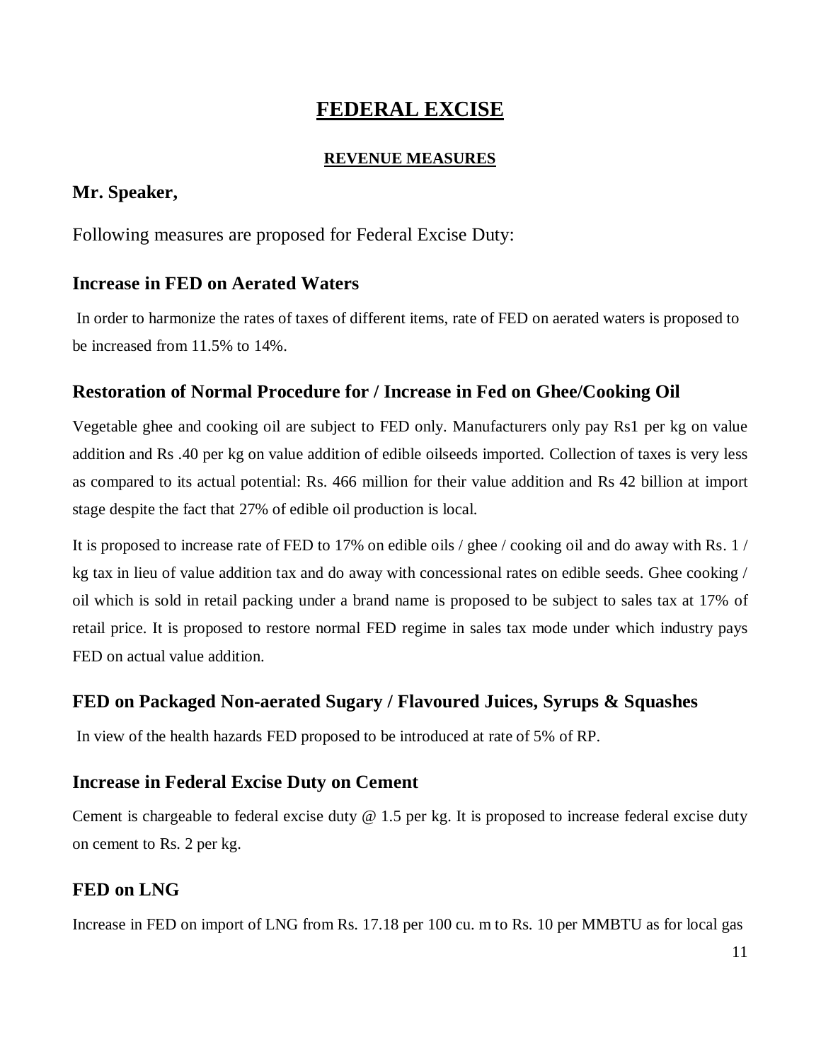# FEDERAL EXCISE

## REVENUE MEASURES

### Mr. Speaker,

Following measures are proposed for Federal Excise Duty:

### Increase in FED on Aerated Waters

In order to harmonize the rates of taxes of different items, rate of FED on aerated waters is proposed to be increased from 11.5% to 14%.

### Restoration of Normal Procedure for / Increase in Fed on Ghee/Cooking Oil

Vegetable ghee and cooking oil are subject to FED only. Manufacturers only pay Rs1 per kg on value addition and Rs .40 per kg on value addition of edible oilseeds imported. Collection of taxes is very less as compared to its actual potential: Rs. 466 million for their value addition and Rs 42 billion at import stage despite the fact that 27% of edible oil production is local.

It is proposed to increase rate of FED to 17% on edible oils / ghee / cooking oil and do away with Rs. 1 / kg tax in lieu of value addition tax and do away with concessional rates on edible seeds. Ghee cooking / oil which is sold in retail packing under a brand name is proposed to be subject to sales tax at 17% of retail price. It is proposed to restore normal FED regime in sales tax mode under which industry pays FED on actual value addition.

### FED on Packaged Non-aerated Sugary / Flavoured Juices, Syrups & Squashes

In view of the health hazards FED proposed to be introduced at rate of 5% of RP.

### Increase in Federal Excise Duty on Cement

Cement is chargeable to federal excise duty @ 1.5 per kg. It is proposed to increase federal excise duty on cement to Rs. 2 per kg.

### FED on LNG

Increase in FED on import of LNG from Rs. 17.18 per 100 cu. m to Rs. 10 per MMBTU as for local gas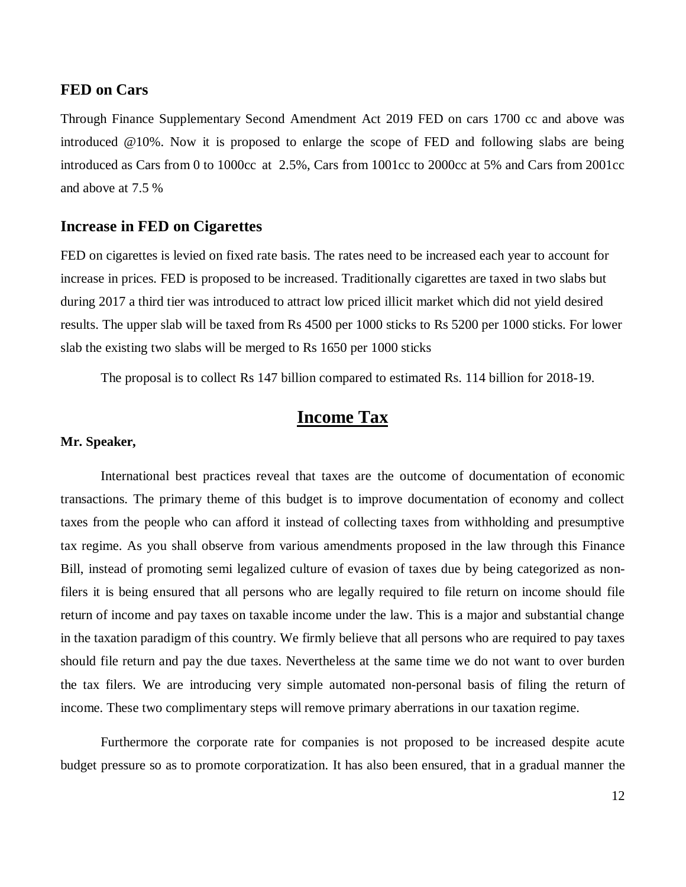### FED on Cars

Through Finance Supplementary Second Amendment Act 2019 FED on cars 1700 cc and above was introduced @10%. Now it is proposed to enlarge the scope of FED and following slabs are being introduced as Cars from 0 to 1000cc at 2.5%, Cars from 1001cc to 2000cc at 5% and Cars from 2001cc and above at 7.5 %

### Increase in FED on Cigarettes

FED on cigarettes is levied on fixed rate basis. The rates need to be increased each year to account for increase in prices. FED is proposed to be increased. Traditionally cigarettes are taxed in two slabs but during 2017 a third tier was introduced to attract low priced illicit market which did not yield desired results. The upper slab will be taxed from Rs 4500 per 1000 sticks to Rs 5200 per 1000 sticks. For lower slab the existing two slabs will be merged to Rs 1650 per 1000 sticks

The proposal is to collect Rs 147 billion compared to estimated Rs. 114 billion for 2018-19.

## Income Tax

**Mr. Speaker,**

International best practices reveal that taxes are the outcome of documentation of economic transactions. The primary theme of this budget is to improve documentation of economy and collect taxes from the people who can afford it instead of collecting taxes from withholding and presumptive tax regime. As you shall observe from various amendments proposed in the law through this Finance Bill, instead of promoting semi legalized culture of evasion of taxes due by being categorized as non-filers it is being ensured that all persons who are legally required to file return on income should file return of income and pay taxes on taxable income under the law. This is a major and substantial change in the taxation paradigm of this country. We firmly believe that all persons who are required to pay taxes should file return and pay the due taxes. Nevertheless at the same time we do not want to over burden the tax filers. We are introducing very simple automated non-personal basis of filing the return of income. These two complimentary steps will remove primary aberrations in our taxation regime.

Furthermore the corporate rate for companies is not proposed to be increased despite acute budget pressure so as to promote corporatization. It has also been ensured, that in a gradual manner the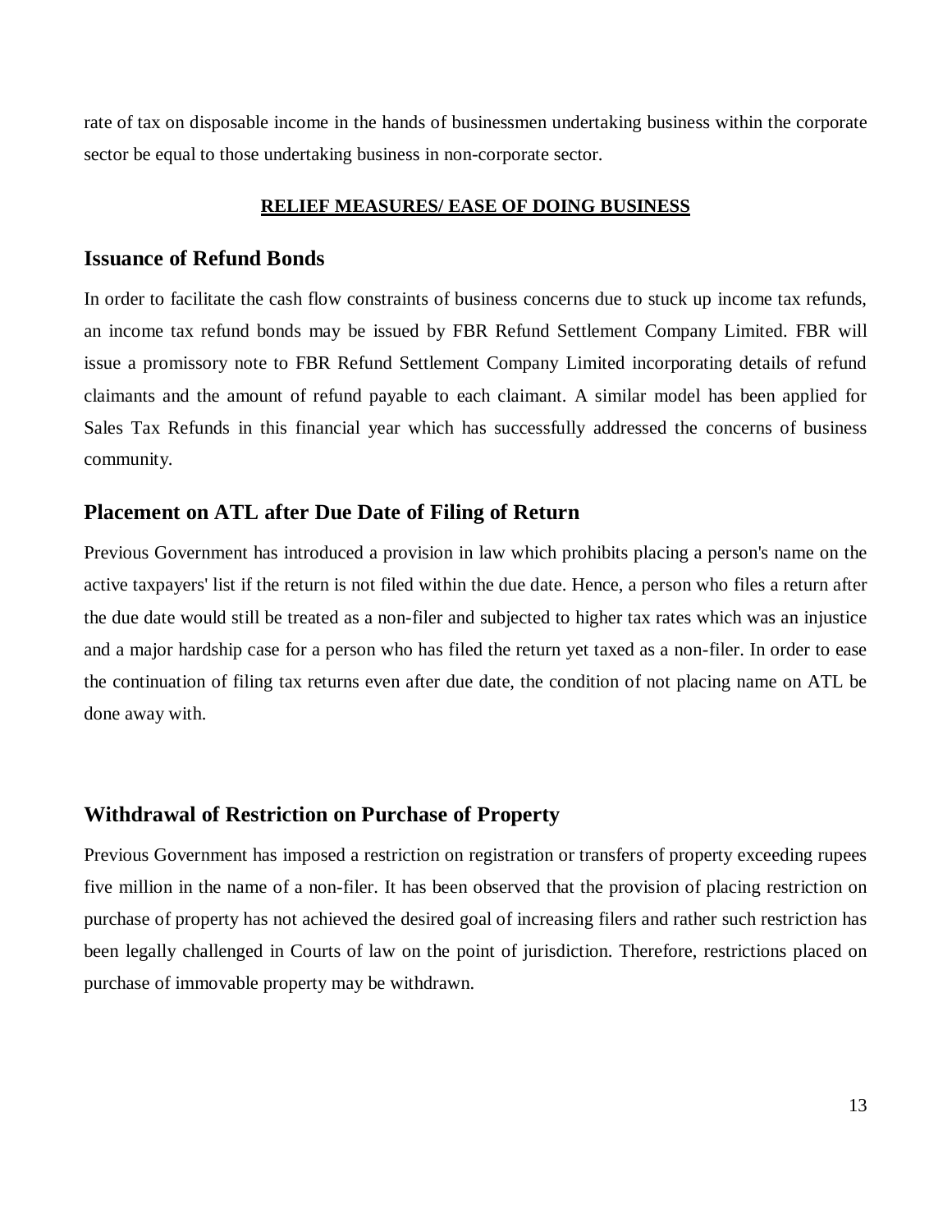rate of tax on disposable income in the hands of businessmen undertaking business within the corporate sector be equal to those undertaking business in non-corporate sector.

## RELIEF MEASURES/ EASE OF DOING BUSINESS

### Issuance of Refund Bonds

In order to facilitate the cash flow constraints of business concerns due to stuck up income tax refunds, an income tax refund bonds may be issued by FBR Refund Settlement Company Limited. FBR will issue a promissory note to FBR Refund Settlement Company Limited incorporating details of refund claimants and the amount of refund payable to each claimant. A similar model has been applied for Sales Tax Refunds in this financial year which has successfully addressed the concerns of business community.

### Placement on ATL after Due Date of Filing of Return

Previous Government has introduced a provision in law which prohibits placing a person's name on the active taxpayers' list if the return is not filed within the due date. Hence, a person who files a return after the due date would still be treated as a non-filer and subjected to higher tax rates which was an injustice and a major hardship case for a person who has filed the return yet taxed as a non-filer. In order to ease the continuation of filing tax returns even after due date, the condition of not placing name on ATL be done away with.

### Withdrawal of Restriction on Purchase of Property

Previous Government has imposed a restriction on registration or transfers of property exceeding rupees five million in the name of a non-filer. It has been observed that the provision of placing restriction on purchase of property has not achieved the desired goal of increasing filers and rather such restriction has been legally challenged in Courts of law on the point of jurisdiction. Therefore, restrictions placed on purchase of immovable property may be withdrawn.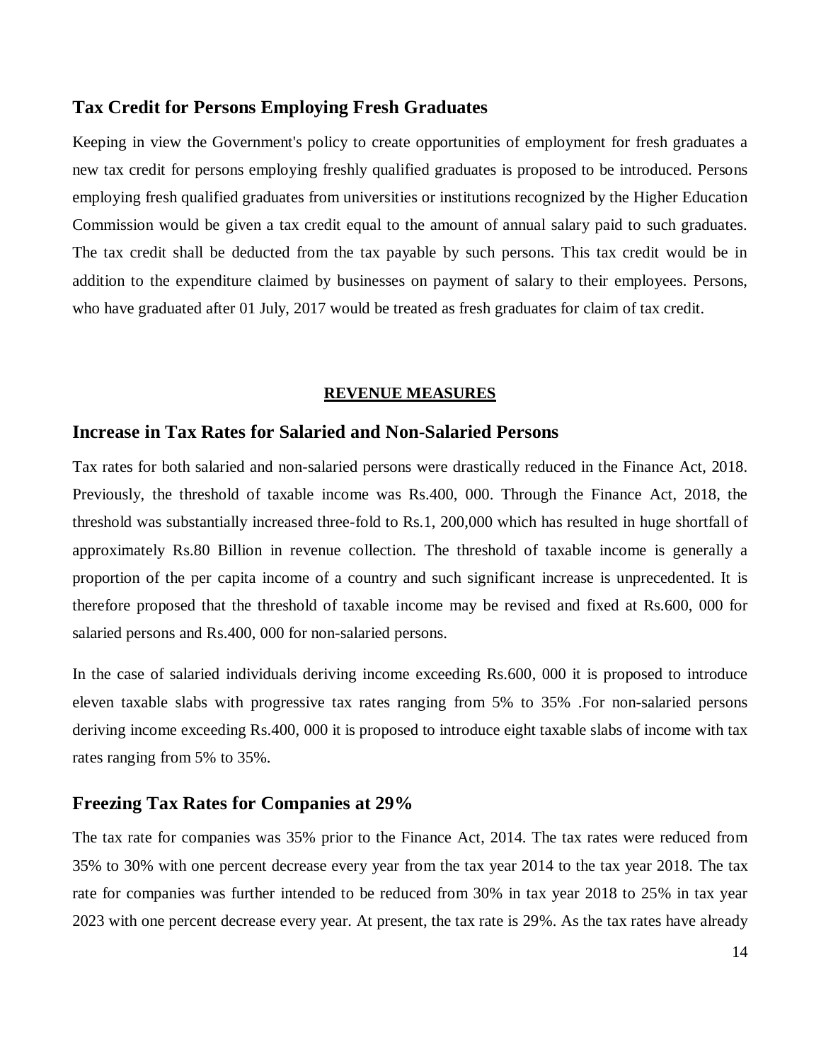## Tax Credit for Persons Employing Fresh Graduates

Keeping in view the Government's policy to create opportunities of employment for fresh graduates a new tax credit for persons employing freshly qualified graduates is proposed to be introduced. Persons employing fresh qualified graduates from universities or institutions recognized by the Higher Education Commission would be given a tax credit equal to the amount of annual salary paid to such graduates. The tax credit shall be deducted from the tax payable by such persons. This tax credit would be in addition to the expenditure claimed by businesses on payment of salary to their employees. Persons, who have graduated after 01 July, 2017 would be treated as fresh graduates for claim of tax credit.

**REVENUE MEASURES**

## Increase in Tax Rates for Salaried and Non-Salaried Persons

Tax rates for both salaried and non-salaried persons were drastically reduced in the Finance Act, 2018. Previously, the threshold of taxable income was Rs.400, 000. Through the Finance Act, 2018, the threshold was substantially increased three-fold to Rs.1, 200,000 which has resulted in huge shortfall of approximately Rs.80 Billion in revenue collection. The threshold of taxable income is generally a proportion of the per capita income of a country and such significant increase is unprecedented. It is therefore proposed that the threshold of taxable income may be revised and fixed at Rs.600, 000 for salaried persons and Rs.400, 000 for non-salaried persons.

In the case of salaried individuals deriving income exceeding Rs.600, 000 it is proposed to introduce eleven taxable slabs with progressive tax rates ranging from 5% to 35% .For non-salaried persons deriving income exceeding Rs.400, 000 it is proposed to introduce eight taxable slabs of income with tax rates ranging from 5% to 35%.

## Freezing Tax Rates for Companies at 29%

The tax rate for companies was 35% prior to the Finance Act, 2014. The tax rates were reduced from 35% to 30% with one percent decrease every year from the tax year 2014 to the tax year 2018. The tax rate for companies was further intended to be reduced from 30% in tax year 2018 to 25% in tax year 2023 with one percent decrease every year. At present, the tax rate is 29%. As the tax rates have already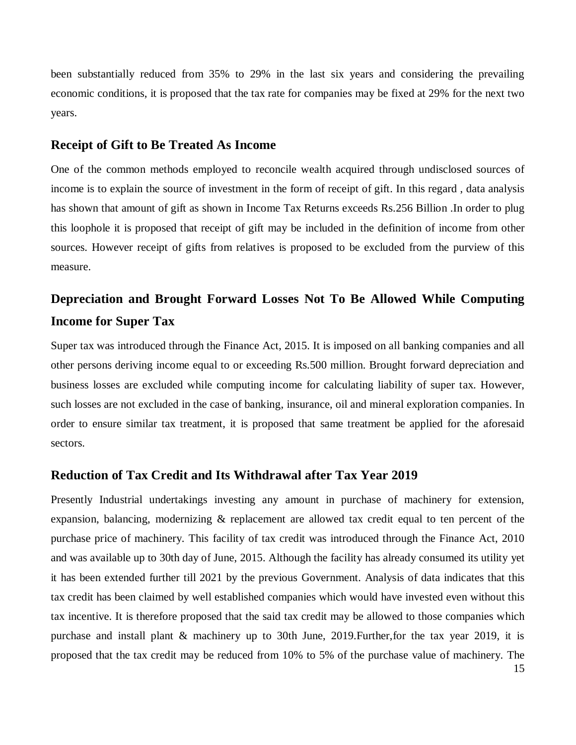been substantially reduced from 35% to 29% in the last six years and considering the prevailing economic conditions, it is proposed that the tax rate for companies may be fixed at 29% for the next two years.

### Receipt of Gift to Be Treated As Income

One of the common methods employed to reconcile wealth acquired through undisclosed sources of income is to explain the source of investment in the form of receipt of gift. In this regard , data analysis has shown that amount of gift as shown in Income Tax Returns exceeds Rs.256 Billion .In order to plug this loophole it is proposed that receipt of gift may be included in the definition of income from other sources. However receipt of gifts from relatives is proposed to be excluded from the purview of this measure.

## Depreciation and Brought Forward Losses Not To Be Allowed While Computing Income for Super Tax

Super tax was introduced through the Finance Act, 2015. It is imposed on all banking companies and all other persons deriving income equal to or exceeding Rs.500 million. Brought forward depreciation and business losses are excluded while computing income for calculating liability of super tax. However, such losses are not excluded in the case of banking, insurance, oil and mineral exploration companies. In order to ensure similar tax treatment, it is proposed that same treatment be applied for the aforesaid sectors.

### Reduction of Tax Credit and Its Withdrawal after Tax Year 2019

Presently Industrial undertakings investing any amount in purchase of machinery for extension, expansion, balancing, modernizing & replacement are allowed tax credit equal to ten percent of the purchase price of machinery. This facility of tax credit was introduced through the Finance Act, 2010 and was available up to 30th day of June, 2015. Although the facility has already consumed its utility yet it has been extended further till 2021 by the previous Government. Analysis of data indicates that this tax credit has been claimed by well established companies which would have invested even without this tax incentive. It is therefore proposed that the said tax credit may be allowed to those companies which purchase and install plant & machinery up to 30th June, 2019.Further,for the tax year 2019, it is proposed that the tax credit may be reduced from 10% to 5% of the purchase value of machinery. The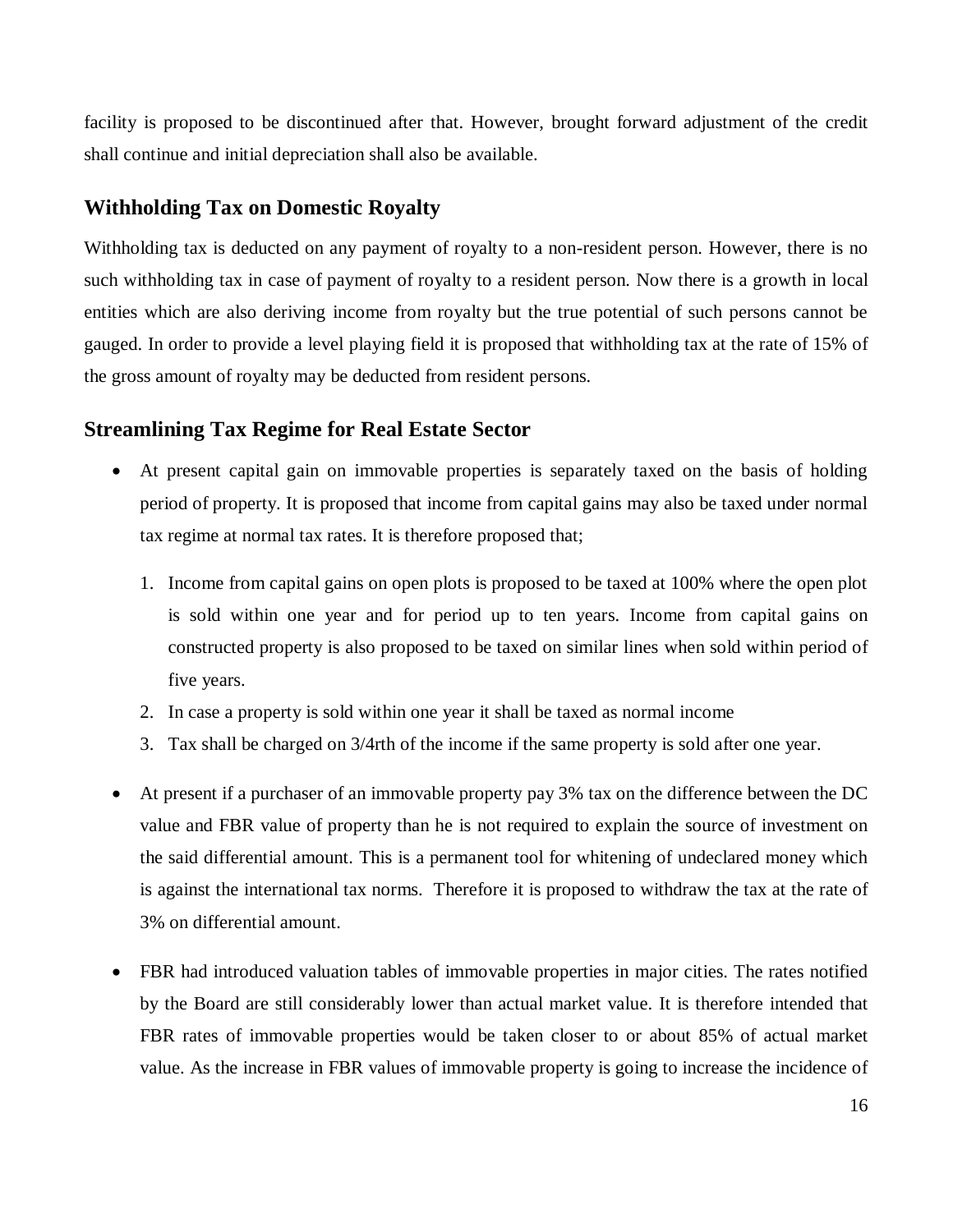facility is proposed to be discontinued after that. However, brought forward adjustment of the credit shall continue and initial depreciation shall also be available.

## Withholding Tax on Domestic Royalty

Withholding tax is deducted on any payment of royalty to a non-resident person. However, there is no such withholding tax in case of payment of royalty to a resident person. Now there is a growth in local entities which are also deriving income from royalty but the true potential of such persons cannot be gauged. In order to provide a level playing field it is proposed that withholding tax at the rate of 15% of the gross amount of royalty may be deducted from resident persons.

## Streamlining Tax Regime for Real Estate Sector

- At present capital gain on immovable properties is separately taxed on the basis of holding period of property. It is proposed that income from capital gains may also be taxed under normal tax regime at normal tax rates. It is therefore proposed that;

  1. Income from capital gains on open plots is proposed to be taxed at 100% where the open plot is sold within one year and for period up to ten years. Income from capital gains on constructed property is also proposed to be taxed on similar lines when sold within period of five years.
  2. In case a property is sold within one year it shall be taxed as normal income
  3. Tax shall be charged on 3/4rth of the income if the same property is sold after one year.

- At present if a purchaser of an immovable property pay 3% tax on the difference between the DC value and FBR value of property than he is not required to explain the source of investment on the said differential amount. This is a permanent tool for whitening of undeclared money which is against the international tax norms. Therefore it is proposed to withdraw the tax at the rate of 3% on differential amount.

- FBR had introduced valuation tables of immovable properties in major cities. The rates notified by the Board are still considerably lower than actual market value. It is therefore intended that FBR rates of immovable properties would be taken closer to or about 85% of actual market value. As the increase in FBR values of immovable property is going to increase the incidence of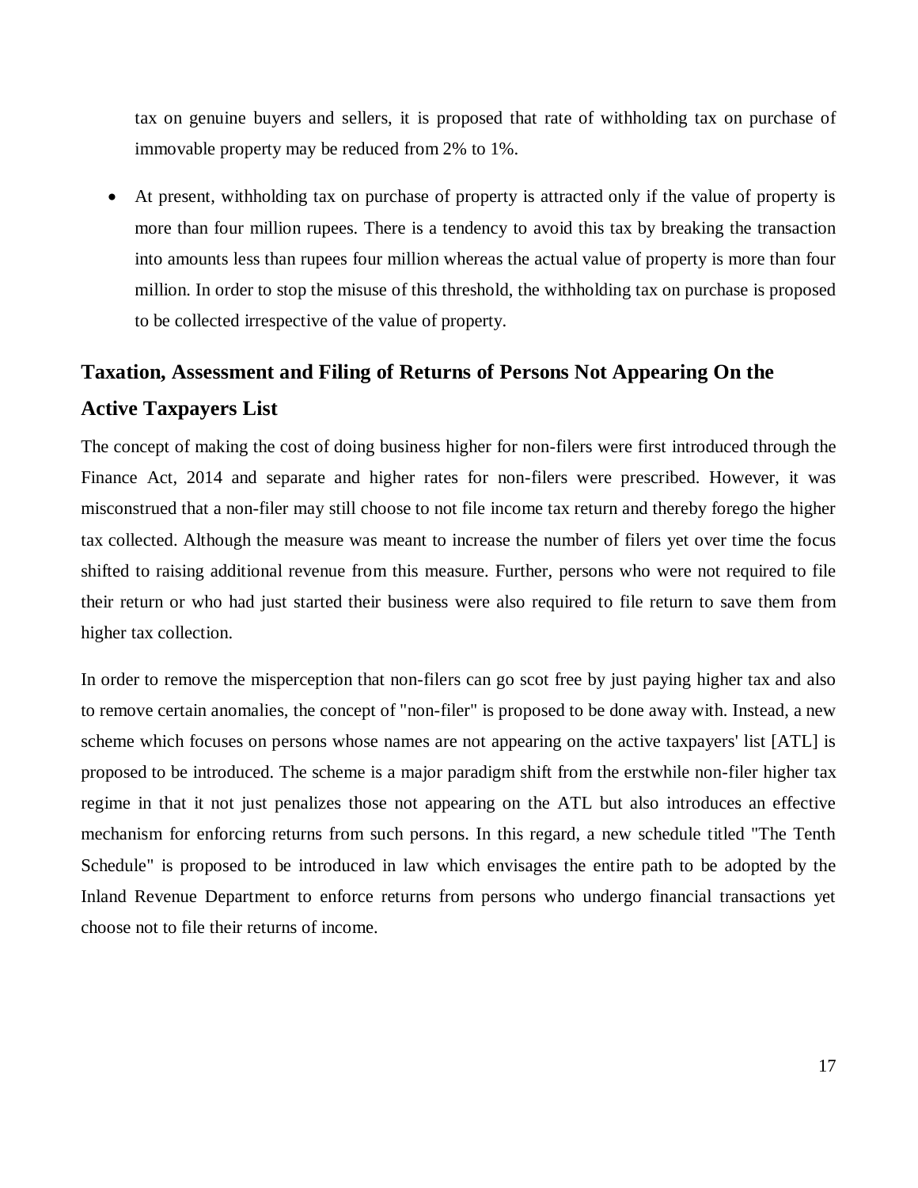tax on genuine buyers and sellers, it is proposed that rate of withholding tax on purchase of immovable property may be reduced from 2% to 1%.

- At present, withholding tax on purchase of property is attracted only if the value of property is more than four million rupees. There is a tendency to avoid this tax by breaking the transaction into amounts less than rupees four million whereas the actual value of property is more than four million. In order to stop the misuse of this threshold, the withholding tax on purchase is proposed to be collected irrespective of the value of property.

## Taxation, Assessment and Filing of Returns of Persons Not Appearing On the Active Taxpayers List

The concept of making the cost of doing business higher for non-filers were first introduced through the Finance Act, 2014 and separate and higher rates for non-filers were prescribed. However, it was misconstrued that a non-filer may still choose to not file income tax return and thereby forego the higher tax collected. Although the measure was meant to increase the number of filers yet over time the focus shifted to raising additional revenue from this measure. Further, persons who were not required to file their return or who had just started their business were also required to file return to save them from higher tax collection.

In order to remove the misperception that non-filers can go scot free by just paying higher tax and also to remove certain anomalies, the concept of "non-filer" is proposed to be done away with. Instead, a new scheme which focuses on persons whose names are not appearing on the active taxpayers' list [ATL] is proposed to be introduced. The scheme is a major paradigm shift from the erstwhile non-filer higher tax regime in that it not just penalizes those not appearing on the ATL but also introduces an effective mechanism for enforcing returns from such persons. In this regard, a new schedule titled "The Tenth Schedule" is proposed to be introduced in law which envisages the entire path to be adopted by the Inland Revenue Department to enforce returns from persons who undergo financial transactions yet choose not to file their returns of income.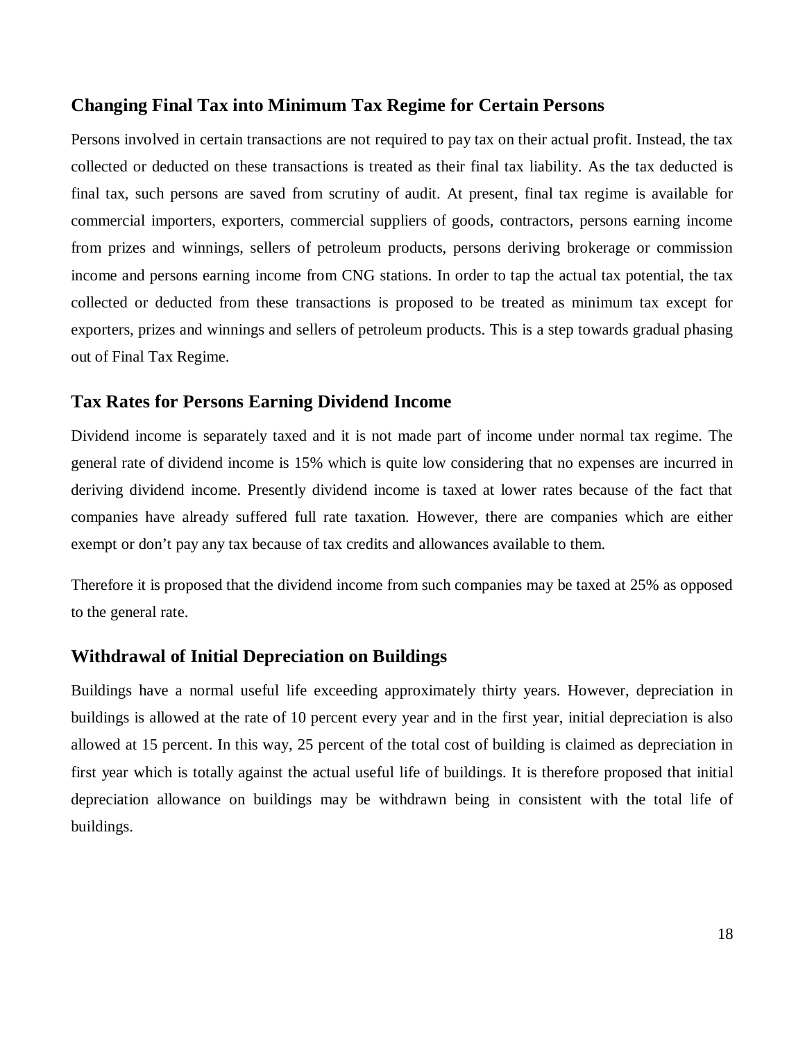## Changing Final Tax into Minimum Tax Regime for Certain Persons

Persons involved in certain transactions are not required to pay tax on their actual profit. Instead, the tax collected or deducted on these transactions is treated as their final tax liability. As the tax deducted is final tax, such persons are saved from scrutiny of audit. At present, final tax regime is available for commercial importers, exporters, commercial suppliers of goods, contractors, persons earning income from prizes and winnings, sellers of petroleum products, persons deriving brokerage or commission income and persons earning income from CNG stations. In order to tap the actual tax potential, the tax collected or deducted from these transactions is proposed to be treated as minimum tax except for exporters, prizes and winnings and sellers of petroleum products. This is a step towards gradual phasing out of Final Tax Regime.

## Tax Rates for Persons Earning Dividend Income

Dividend income is separately taxed and it is not made part of income under normal tax regime. The general rate of dividend income is 15% which is quite low considering that no expenses are incurred in deriving dividend income. Presently dividend income is taxed at lower rates because of the fact that companies have already suffered full rate taxation. However, there are companies which are either exempt or don't pay any tax because of tax credits and allowances available to them.

Therefore it is proposed that the dividend income from such companies may be taxed at 25% as opposed to the general rate.

## Withdrawal of Initial Depreciation on Buildings

Buildings have a normal useful life exceeding approximately thirty years. However, depreciation in buildings is allowed at the rate of 10 percent every year and in the first year, initial depreciation is also allowed at 15 percent. In this way, 25 percent of the total cost of building is claimed as depreciation in first year which is totally against the actual useful life of buildings. It is therefore proposed that initial depreciation allowance on buildings may be withdrawn being in consistent with the total life of buildings.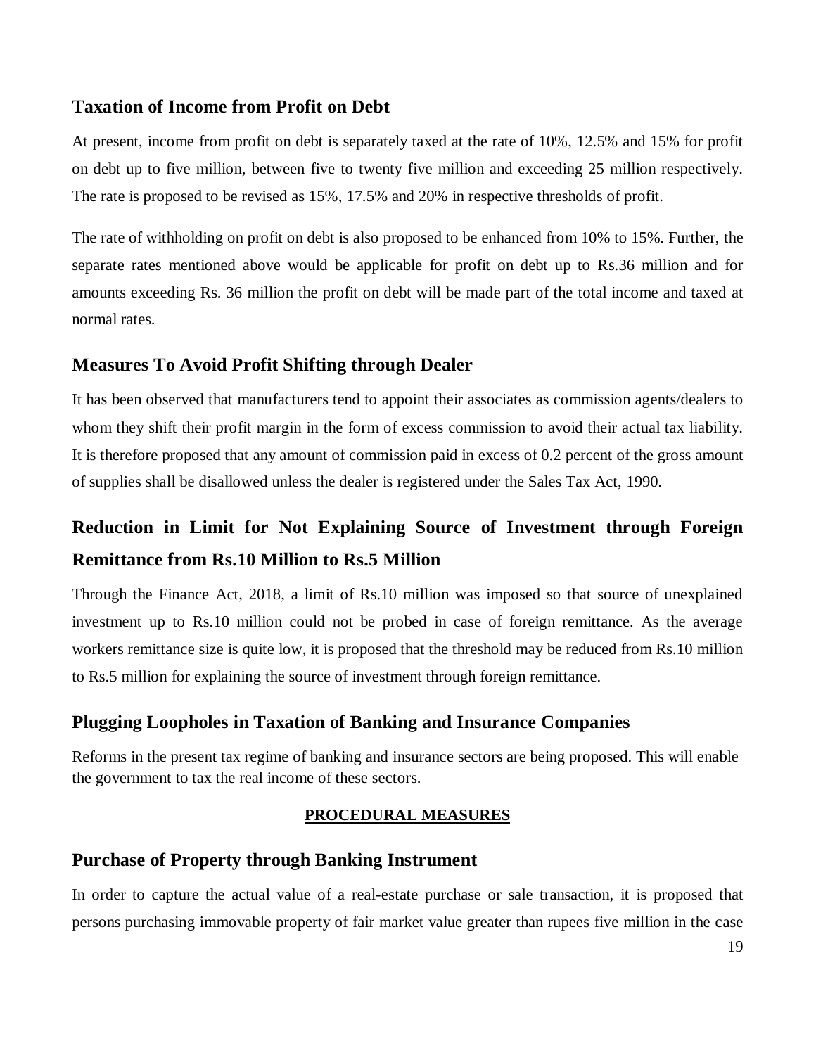## Taxation of Income from Profit on Debt

At present, income from profit on debt is separately taxed at the rate of 10%, 12.5% and 15% for profit on debt up to five million, between five to twenty five million and exceeding 25 million respectively. The rate is proposed to be revised as 15%, 17.5% and 20% in respective thresholds of profit.

The rate of withholding on profit on debt is also proposed to be enhanced from 10% to 15%. Further, the separate rates mentioned above would be applicable for profit on debt up to Rs.36 million and for amounts exceeding Rs. 36 million the profit on debt will be made part of the total income and taxed at normal rates.

## Measures To Avoid Profit Shifting through Dealer

It has been observed that manufacturers tend to appoint their associates as commission agents/dealers to whom they shift their profit margin in the form of excess commission to avoid their actual tax liability. It is therefore proposed that any amount of commission paid in excess of 0.2 percent of the gross amount of supplies shall be disallowed unless the dealer is registered under the Sales Tax Act, 1990.

## Reduction in Limit for Not Explaining Source of Investment through Foreign Remittance from Rs.10 Million to Rs.5 Million

Through the Finance Act, 2018, a limit of Rs.10 million was imposed so that source of unexplained investment up to Rs.10 million could not be probed in case of foreign remittance. As the average workers remittance size is quite low, it is proposed that the threshold may be reduced from Rs.10 million to Rs.5 million for explaining the source of investment through foreign remittance.

## Plugging Loopholes in Taxation of Banking and Insurance Companies

Reforms in the present tax regime of banking and insurance sectors are being proposed. This will enable the government to tax the real income of these sectors.

**PROCEDURAL MEASURES**

## Purchase of Property through Banking Instrument

In order to capture the actual value of a real-estate purchase or sale transaction, it is proposed that persons purchasing immovable property of fair market value greater than rupees five million in the case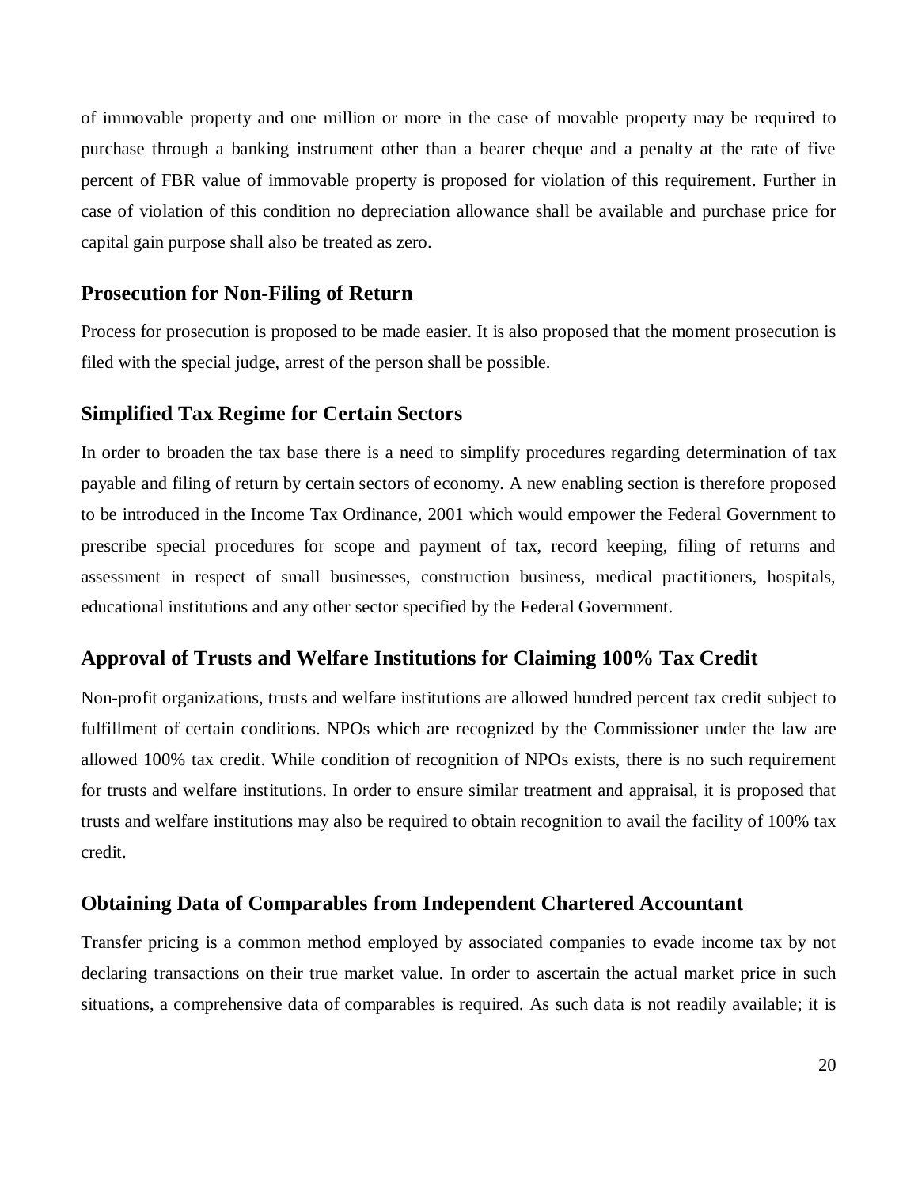of immovable property and one million or more in the case of movable property may be required to purchase through a banking instrument other than a bearer cheque and a penalty at the rate of five percent of FBR value of immovable property is proposed for violation of this requirement. Further in case of violation of this condition no depreciation allowance shall be available and purchase price for capital gain purpose shall also be treated as zero.

## Prosecution for Non-Filing of Return

Process for prosecution is proposed to be made easier. It is also proposed that the moment prosecution is filed with the special judge, arrest of the person shall be possible.

## Simplified Tax Regime for Certain Sectors

In order to broaden the tax base there is a need to simplify procedures regarding determination of tax payable and filing of return by certain sectors of economy. A new enabling section is therefore proposed to be introduced in the Income Tax Ordinance, 2001 which would empower the Federal Government to prescribe special procedures for scope and payment of tax, record keeping, filing of returns and assessment in respect of small businesses, construction business, medical practitioners, hospitals, educational institutions and any other sector specified by the Federal Government.

## Approval of Trusts and Welfare Institutions for Claiming 100% Tax Credit

Non-profit organizations, trusts and welfare institutions are allowed hundred percent tax credit subject to fulfillment of certain conditions. NPOs which are recognized by the Commissioner under the law are allowed 100% tax credit. While condition of recognition of NPOs exists, there is no such requirement for trusts and welfare institutions. In order to ensure similar treatment and appraisal, it is proposed that trusts and welfare institutions may also be required to obtain recognition to avail the facility of 100% tax credit.

## Obtaining Data of Comparables from Independent Chartered Accountant

Transfer pricing is a common method employed by associated companies to evade income tax by not declaring transactions on their true market value. In order to ascertain the actual market price in such situations, a comprehensive data of comparables is required. As such data is not readily available; it is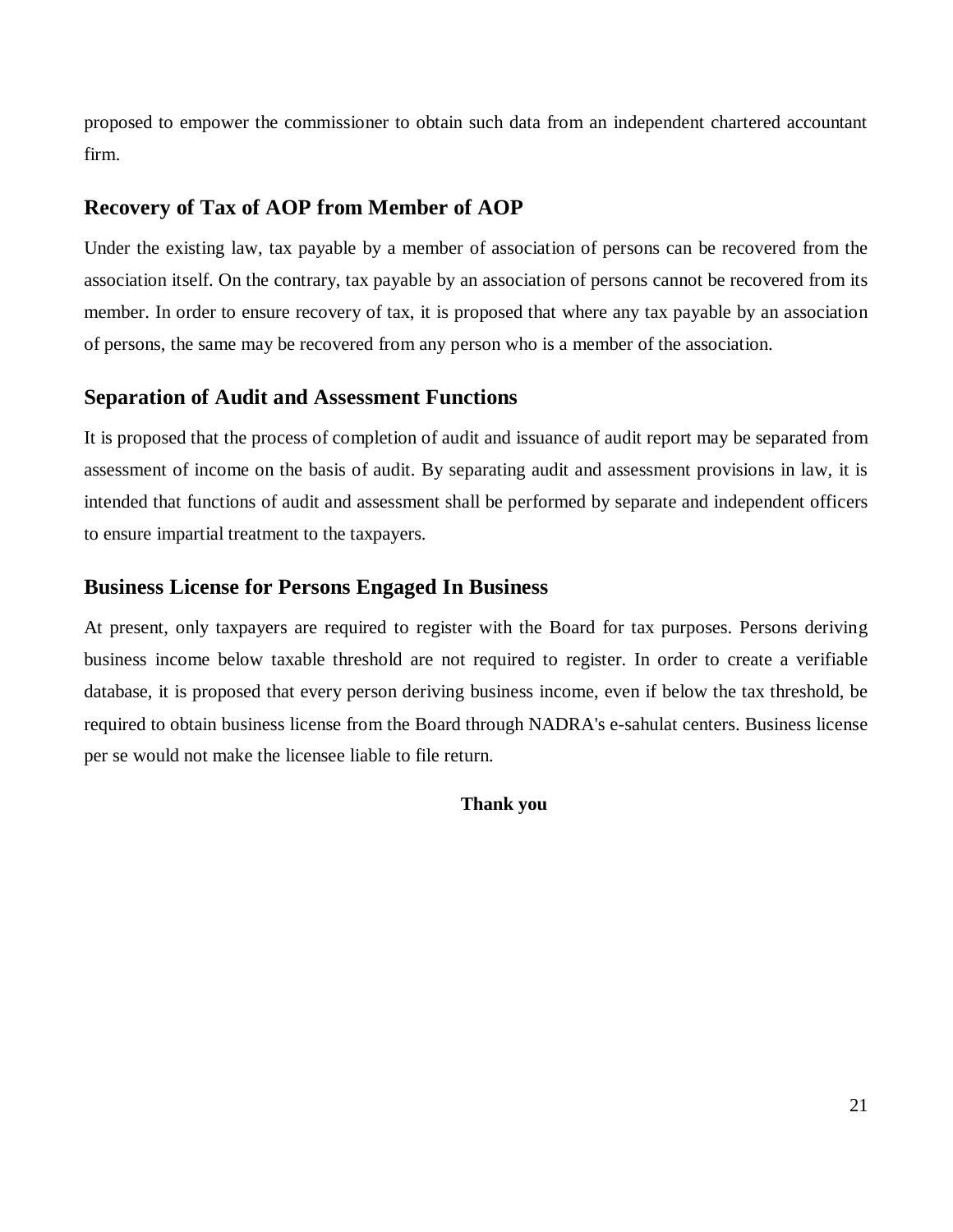proposed to empower the commissioner to obtain such data from an independent chartered accountant firm.

## Recovery of Tax of AOP from Member of AOP

Under the existing law, tax payable by a member of association of persons can be recovered from the association itself. On the contrary, tax payable by an association of persons cannot be recovered from its member. In order to ensure recovery of tax, it is proposed that where any tax payable by an association of persons, the same may be recovered from any person who is a member of the association.

## Separation of Audit and Assessment Functions

It is proposed that the process of completion of audit and issuance of audit report may be separated from assessment of income on the basis of audit. By separating audit and assessment provisions in law, it is intended that functions of audit and assessment shall be performed by separate and independent officers to ensure impartial treatment to the taxpayers.

## Business License for Persons Engaged In Business

At present, only taxpayers are required to register with the Board for tax purposes. Persons deriving business income below taxable threshold are not required to register. In order to create a verifiable database, it is proposed that every person deriving business income, even if below the tax threshold, be required to obtain business license from the Board through NADRA's e-sahulat centers. Business license per se would not make the licensee liable to file return.

**Thank you**